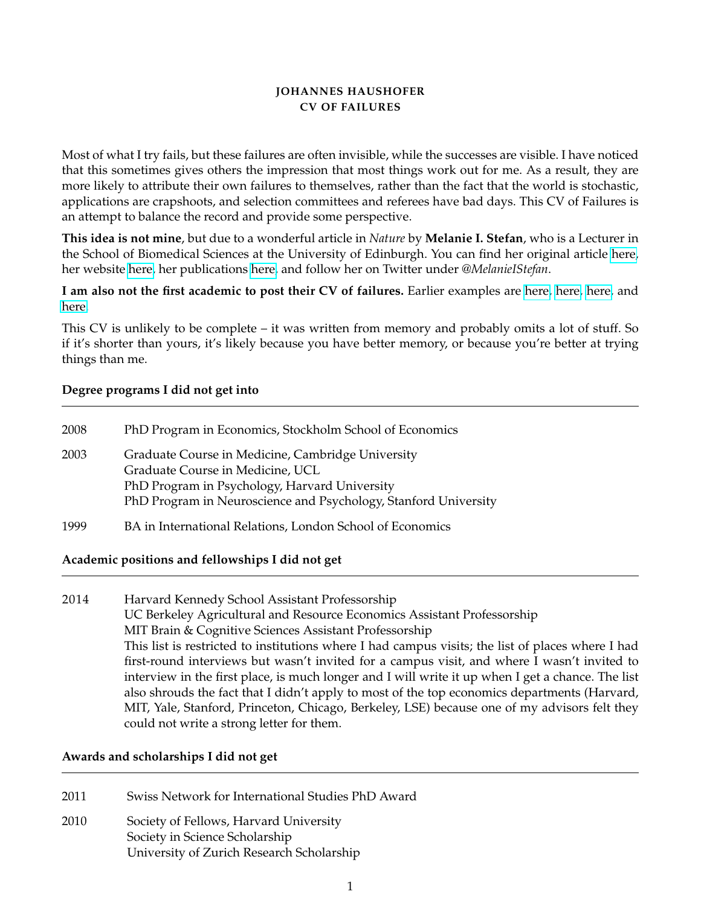# JOHANNES HAUSHOFER
# CV OF FAILURES

Most of what I try fails, but these failures are often invisible, while the successes are visible. I have noticed that this sometimes gives others the impression that most things work out for me. As a result, they are more likely to attribute their own failures to themselves, rather than the fact that the world is stochastic, applications are crapshoots, and selection committees and referees have bad days. This CV of Failures is an attempt to balance the record and provide some perspective.

**This idea is not mine**, but due to a wonderful article in *Nature* by **Melanie I. Stefan**, who is a Lecturer in the School of Biomedical Sciences at the University of Edinburgh. You can find her original article here, her website here, her publications here, and follow her on Twitter under *@MelanieIStefan*.

**I am also not the first academic to post their CV of failures.** Earlier examples are here, here, here, and here.

This CV is unlikely to be complete – it was written from memory and probably omits a lot of stuff. So if it's shorter than yours, it's likely because you have better memory, or because you're better at trying things than me.

### Degree programs I did not get into

| | |
|---|---|
| 2008 | PhD Program in Economics, Stockholm School of Economics |
| 2003 | Graduate Course in Medicine, Cambridge University<br>Graduate Course in Medicine, UCL<br>PhD Program in Psychology, Harvard University<br>PhD Program in Neuroscience and Psychology, Stanford University |
| 1999 | BA in International Relations, London School of Economics |

### Academic positions and fellowships I did not get

| | |
|---|---|
| 2014 | Harvard Kennedy School Assistant Professorship<br>UC Berkeley Agricultural and Resource Economics Assistant Professorship<br>MIT Brain & Cognitive Sciences Assistant Professorship<br>This list is restricted to institutions where I had campus visits; the list of places where I had first-round interviews but wasn't invited for a campus visit, and where I wasn't invited to interview in the first place, is much longer and I will write it up when I get a chance. The list also shrouds the fact that I didn't apply to most of the top economics departments (Harvard, MIT, Yale, Stanford, Princeton, Chicago, Berkeley, LSE) because one of my advisors felt they could not write a strong letter for them. |

### Awards and scholarships I did not get

| | |
|---|---|
| 2011 | Swiss Network for International Studies PhD Award |
| 2010 | Society of Fellows, Harvard University<br>Society in Science Scholarship<br>University of Zurich Research Scholarship |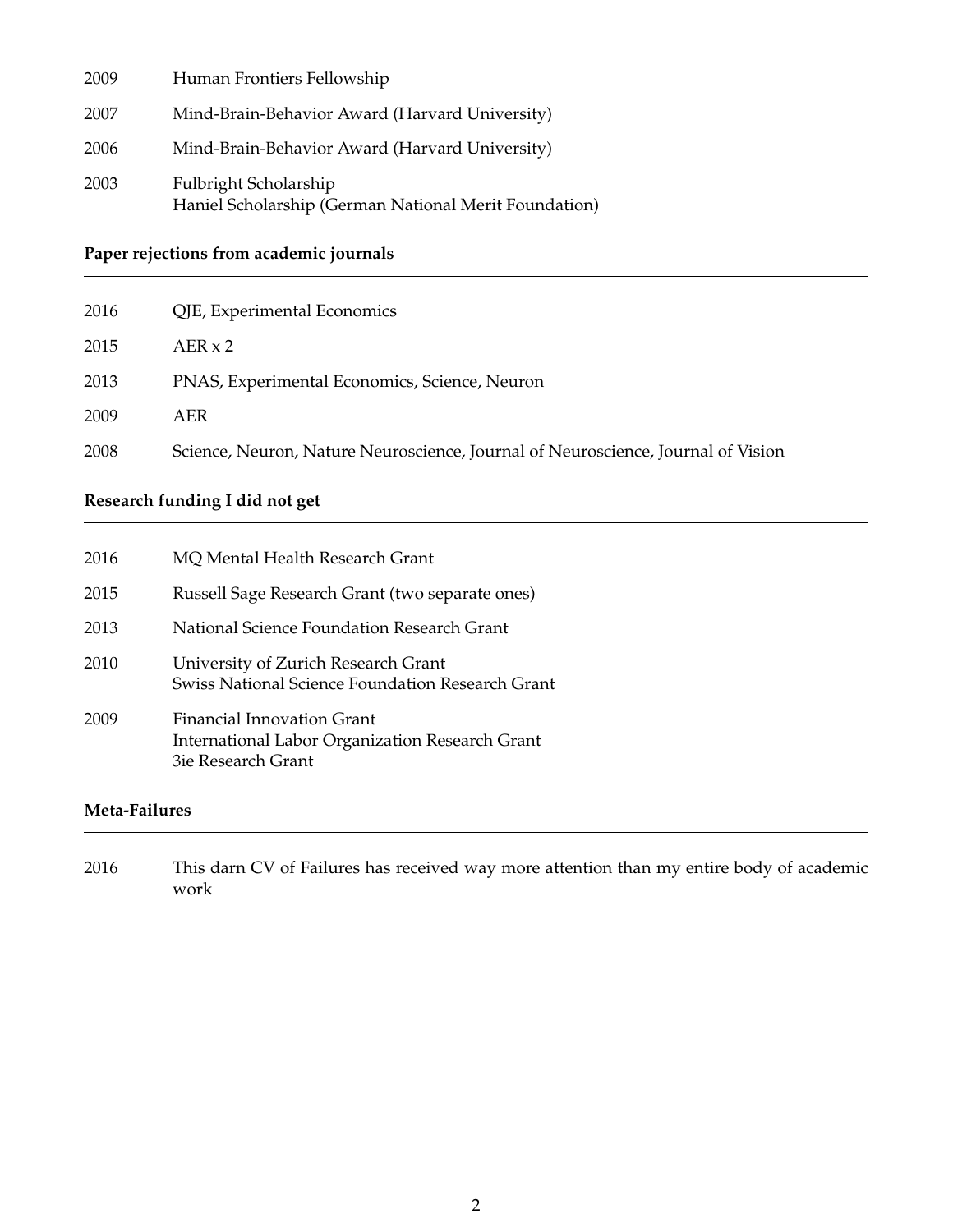2009 Human Frontiers Fellowship

2007 Mind-Brain-Behavior Award (Harvard University)

2006 Mind-Brain-Behavior Award (Harvard University)

2003 Fulbright Scholarship
Haniel Scholarship (German National Merit Foundation)

**Paper rejections from academic journals**

---

2016 QJE, Experimental Economics

2015 AER x 2

2013 PNAS, Experimental Economics, Science, Neuron

2009 AER

2008 Science, Neuron, Nature Neuroscience, Journal of Neuroscience, Journal of Vision

**Research funding I did not get**

---

2016 MQ Mental Health Research Grant

2015 Russell Sage Research Grant (two separate ones)

2013 National Science Foundation Research Grant

2010 University of Zurich Research Grant
Swiss National Science Foundation Research Grant

2009 Financial Innovation Grant
International Labor Organization Research Grant
3ie Research Grant

**Meta-Failures**

---

2016 This darn CV of Failures has received way more attention than my entire body of academic work